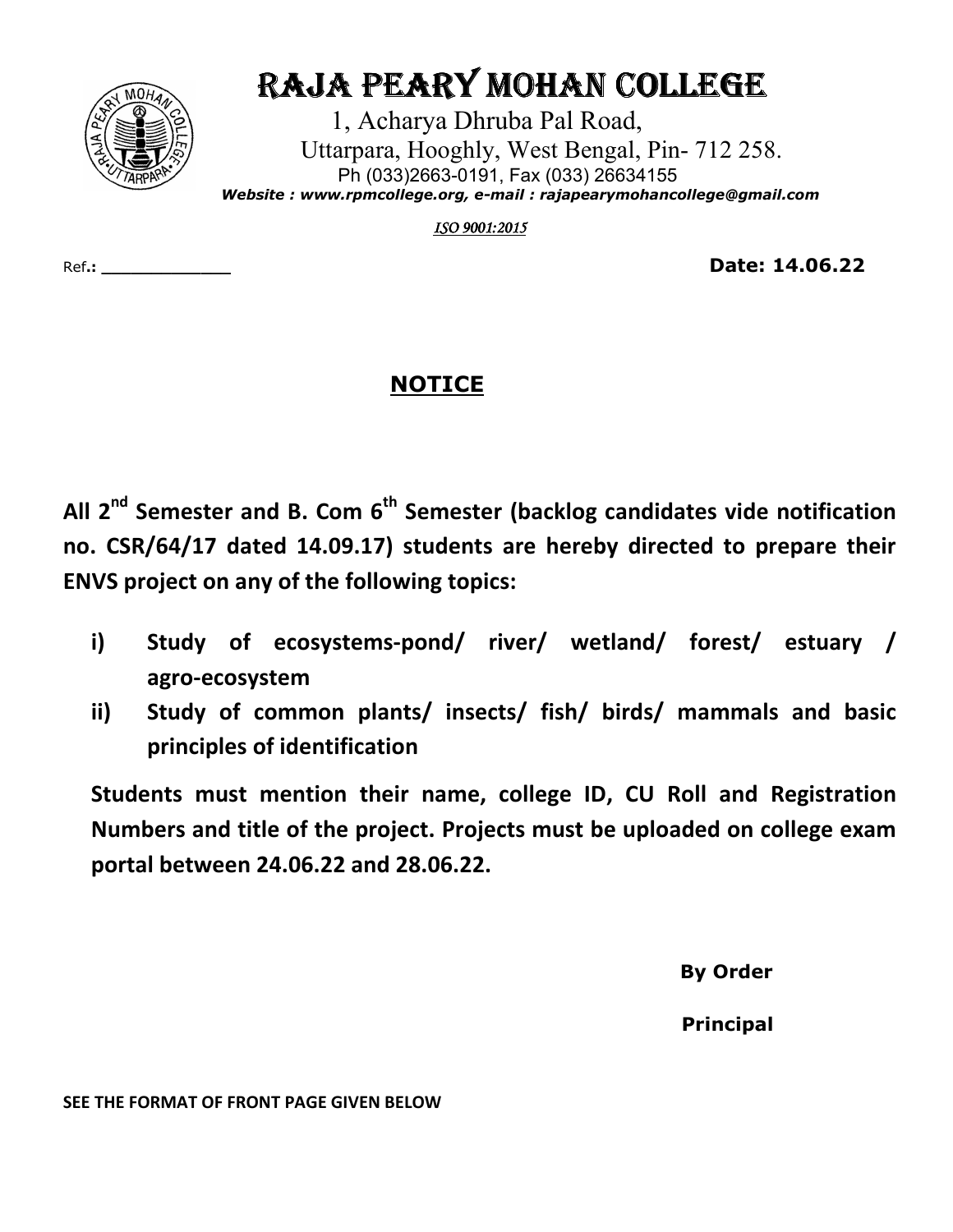# RAJA PEARY MOHAN COLLEGE

1, Acharya Dhruba Pal Road,
Uttarpara, Hooghly, West Bengal, Pin- 712 258.
Ph (033)2663-0191, Fax (033) 26634155
***Website : www.rpmcollege.org, e-mail : rajapearymohancollege@gmail.com***

*ISO 9001:2015*

Ref.: _____________ **Date: 14.06.22**

## NOTICE

**All 2nd Semester and B. Com 6th Semester (backlog candidates vide notification no. CSR/64/17 dated 14.09.17) students are hereby directed to prepare their ENVS project on any of the following topics:**

- **i) Study of ecosystems-pond/ river/ wetland/ forest/ estuary / agro-ecosystem**
- **ii) Study of common plants/ insects/ fish/ birds/ mammals and basic principles of identification**

**Students must mention their name, college ID, CU Roll and Registration Numbers and title of the project. Projects must be uploaded on college exam portal between 24.06.22 and 28.06.22.**

**By Order**

**Principal**

**SEE THE FORMAT OF FRONT PAGE GIVEN BELOW**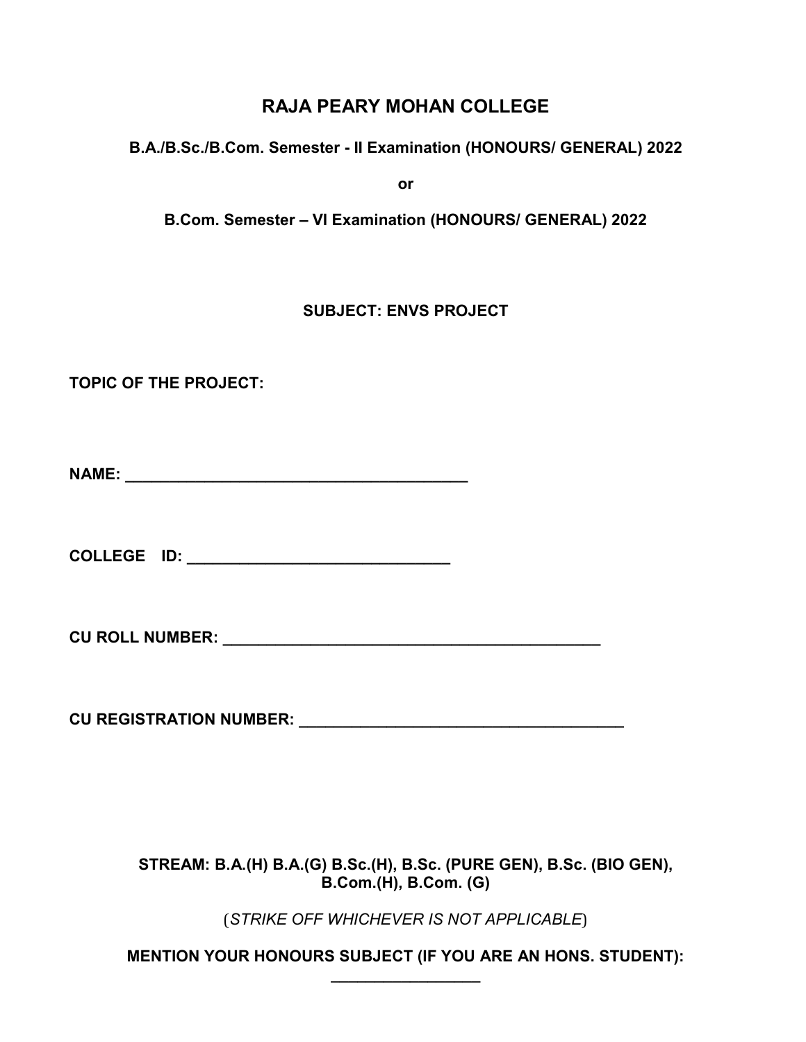# RAJA PEARY MOHAN COLLEGE

**B.A./B.Sc./B.Com. Semester - II Examination (HONOURS/ GENERAL) 2022**

**or**

**B.Com. Semester – VI Examination (HONOURS/ GENERAL) 2022**

**SUBJECT: ENVS PROJECT**

**TOPIC OF THE PROJECT:**

**NAME: ________________________________________**

**COLLEGE ID: ______________________________**

**CU ROLL NUMBER: ____________________________________________**

**CU REGISTRATION NUMBER: ______________________________________**

**STREAM: B.A.(H) B.A.(G) B.Sc.(H), B.Sc. (PURE GEN), B.Sc. (BIO GEN), B.Com.(H), B.Com. (G)**

(*STRIKE OFF WHICHEVER IS NOT APPLICABLE*)

**MENTION YOUR HONOURS SUBJECT (IF YOU ARE AN HONS. STUDENT): _________________**